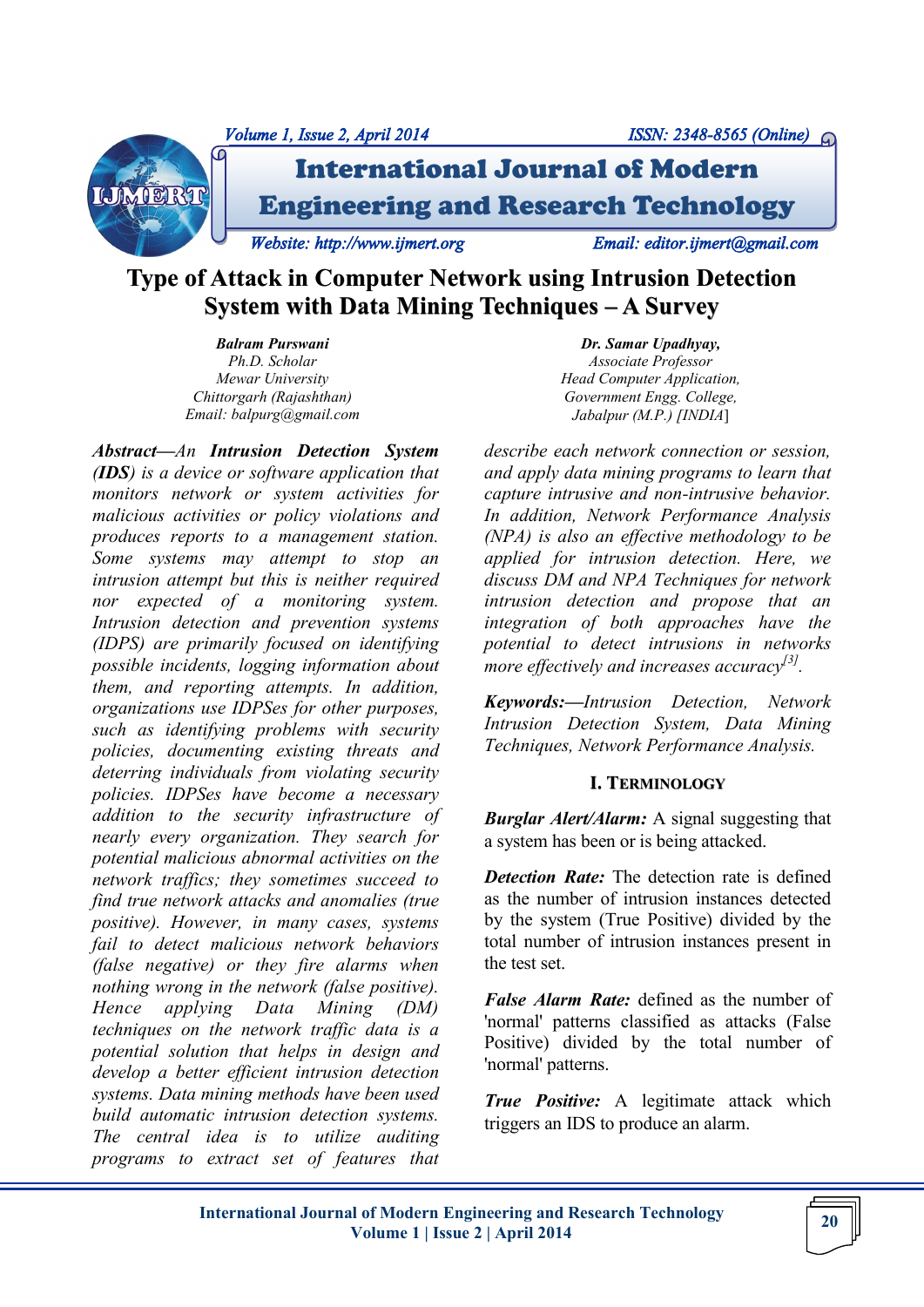# Type of Attack in Computer Network using Intrusion Detection System with Data Mining Techniques – A Survey

***Balram Purswani***
*Ph.D. Scholar*
*Mewar University*
*Chittorgarh (Rajashthan)*
*Email: balpurg@gmail.com*

***Dr. Samar Upadhyay,***
*Associate Professor*
*Head Computer Application,*
*Government Engg. College,*
*Jabalpur (M.P.) [INDIA]*

***Abstract—****An* ***Intrusion Detection System (IDS)*** *is a device or software application that monitors network or system activities for malicious activities or policy violations and produces reports to a management station. Some systems may attempt to stop an intrusion attempt but this is neither required nor expected of a monitoring system. Intrusion detection and prevention systems (IDPS) are primarily focused on identifying possible incidents, logging information about them, and reporting attempts. In addition, organizations use IDPSes for other purposes, such as identifying problems with security policies, documenting existing threats and deterring individuals from violating security policies. IDPSes have become a necessary addition to the security infrastructure of nearly every organization. They search for potential malicious abnormal activities on the network traffics; they sometimes succeed to find true network attacks and anomalies (true positive). However, in many cases, systems fail to detect malicious network behaviors (false negative) or they fire alarms when nothing wrong in the network (false positive). Hence applying Data Mining (DM) techniques on the network traffic data is a potential solution that helps in design and develop a better efficient intrusion detection systems. Data mining methods have been used build automatic intrusion detection systems. The central idea is to utilize auditing programs to extract set of features that describe each network connection or session, and apply data mining programs to learn that capture intrusive and non-intrusive behavior. In addition, Network Performance Analysis (NPA) is also an effective methodology to be applied for intrusion detection. Here, we discuss DM and NPA Techniques for network intrusion detection and propose that an integration of both approaches have the potential to detect intrusions in networks more effectively and increases accuracy[3].*

***Keywords:—****Intrusion Detection, Network Intrusion Detection System, Data Mining Techniques, Network Performance Analysis.*

## I. Terminology

***Burglar Alert/Alarm:*** A signal suggesting that a system has been or is being attacked.

***Detection Rate:*** The detection rate is defined as the number of intrusion instances detected by the system (True Positive) divided by the total number of intrusion instances present in the test set.

***False Alarm Rate:*** defined as the number of 'normal' patterns classified as attacks (False Positive) divided by the total number of 'normal' patterns.

***True Positive:*** A legitimate attack which triggers an IDS to produce an alarm.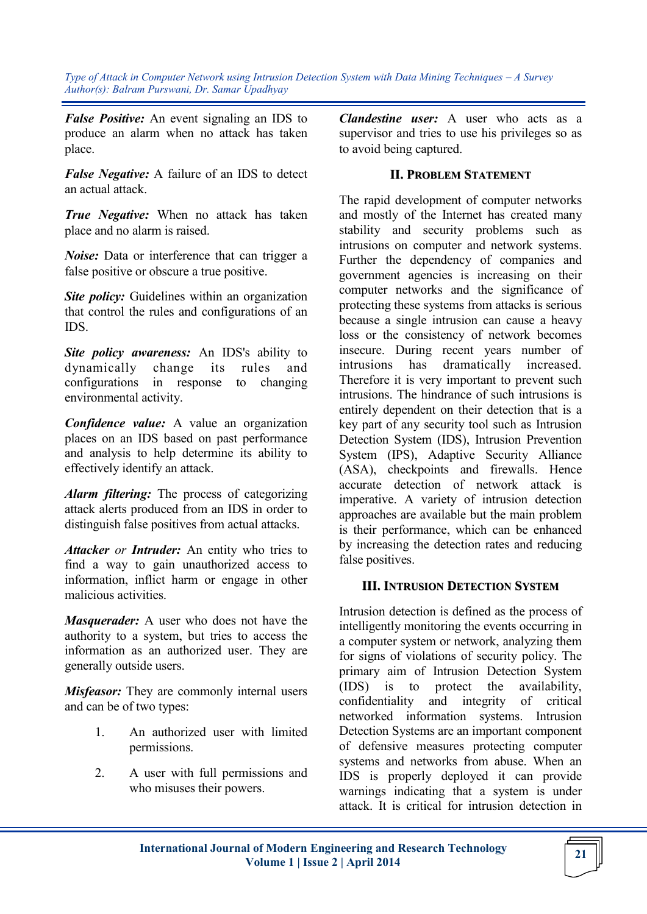***False Positive:*** An event signaling an IDS to produce an alarm when no attack has taken place.

***False Negative:*** A failure of an IDS to detect an actual attack.

***True Negative:*** When no attack has taken place and no alarm is raised.

***Noise:*** Data or interference that can trigger a false positive or obscure a true positive.

***Site policy:*** Guidelines within an organization that control the rules and configurations of an IDS.

***Site policy awareness:*** An IDS's ability to dynamically change its rules and configurations in response to changing environmental activity.

***Confidence value:*** A value an organization places on an IDS based on past performance and analysis to help determine its ability to effectively identify an attack.

***Alarm filtering:*** The process of categorizing attack alerts produced from an IDS in order to distinguish false positives from actual attacks.

***Attacker*** *or* ***Intruder:*** An entity who tries to find a way to gain unauthorized access to information, inflict harm or engage in other malicious activities.

***Masquerader:*** A user who does not have the authority to a system, but tries to access the information as an authorized user. They are generally outside users.

***Misfeasor:*** They are commonly internal users and can be of two types:

1. An authorized user with limited permissions.
2. A user with full permissions and who misuses their powers.

***Clandestine user:*** A user who acts as a supervisor and tries to use his privileges so as to avoid being captured.

## II. Problem Statement

The rapid development of computer networks and mostly of the Internet has created many stability and security problems such as intrusions on computer and network systems. Further the dependency of companies and government agencies is increasing on their computer networks and the significance of protecting these systems from attacks is serious because a single intrusion can cause a heavy loss or the consistency of network becomes insecure. During recent years number of intrusions has dramatically increased. Therefore it is very important to prevent such intrusions. The hindrance of such intrusions is entirely dependent on their detection that is a key part of any security tool such as Intrusion Detection System (IDS), Intrusion Prevention System (IPS), Adaptive Security Alliance (ASA), checkpoints and firewalls. Hence accurate detection of network attack is imperative. A variety of intrusion detection approaches are available but the main problem is their performance, which can be enhanced by increasing the detection rates and reducing false positives.

## III. Intrusion Detection System

Intrusion detection is defined as the process of intelligently monitoring the events occurring in a computer system or network, analyzing them for signs of violations of security policy. The primary aim of Intrusion Detection System (IDS) is to protect the availability, confidentiality and integrity of critical networked information systems. Intrusion Detection Systems are an important component of defensive measures protecting computer systems and networks from abuse. When an IDS is properly deployed it can provide warnings indicating that a system is under attack. It is critical for intrusion detection in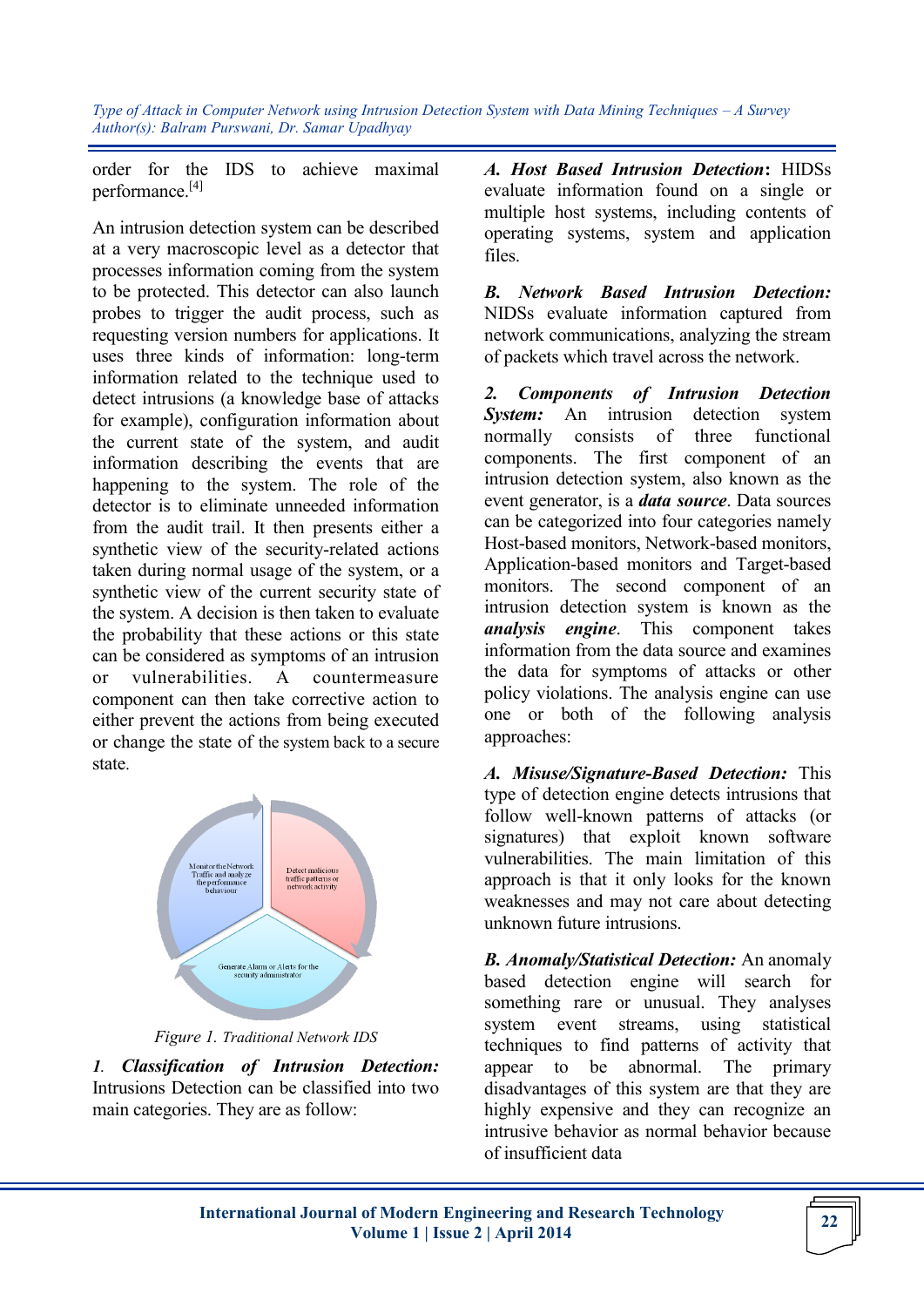order for the IDS to achieve maximal performance.[4]

An intrusion detection system can be described at a very macroscopic level as a detector that processes information coming from the system to be protected. This detector can also launch probes to trigger the audit process, such as requesting version numbers for applications. It uses three kinds of information: long-term information related to the technique used to detect intrusions (a knowledge base of attacks for example), configuration information about the current state of the system, and audit information describing the events that are happening to the system. The role of the detector is to eliminate unneeded information from the audit trail. It then presents either a synthetic view of the security-related actions taken during normal usage of the system, or a synthetic view of the current security state of the system. A decision is then taken to evaluate the probability that these actions or this state can be considered as symptoms of an intrusion or vulnerabilities. A countermeasure component can then take corrective action to either prevent the actions from being executed or change the state of the system back to a secure state.

*Figure 1. Traditional Network IDS*

*1.* ***Classification of Intrusion Detection:*** Intrusions Detection can be classified into two main categories. They are as follow:

***A. Host Based Intrusion Detection*:** HIDSs evaluate information found on a single or multiple host systems, including contents of operating systems, system and application files.

***B. Network Based Intrusion Detection:*** NIDSs evaluate information captured from network communications, analyzing the stream of packets which travel across the network.

***2. Components of Intrusion Detection System:*** An intrusion detection system normally consists of three functional components. The first component of an intrusion detection system, also known as the event generator, is a ***data source***. Data sources can be categorized into four categories namely Host-based monitors, Network-based monitors, Application-based monitors and Target-based monitors. The second component of an intrusion detection system is known as the ***analysis engine***. This component takes information from the data source and examines the data for symptoms of attacks or other policy violations. The analysis engine can use one or both of the following analysis approaches:

***A. Misuse/Signature-Based Detection:*** This type of detection engine detects intrusions that follow well-known patterns of attacks (or signatures) that exploit known software vulnerabilities. The main limitation of this approach is that it only looks for the known weaknesses and may not care about detecting unknown future intrusions.

***B. Anomaly/Statistical Detection:*** An anomaly based detection engine will search for something rare or unusual. They analyses system event streams, using statistical techniques to find patterns of activity that appear to be abnormal. The primary disadvantages of this system are that they are highly expensive and they can recognize an intrusive behavior as normal behavior because of insufficient data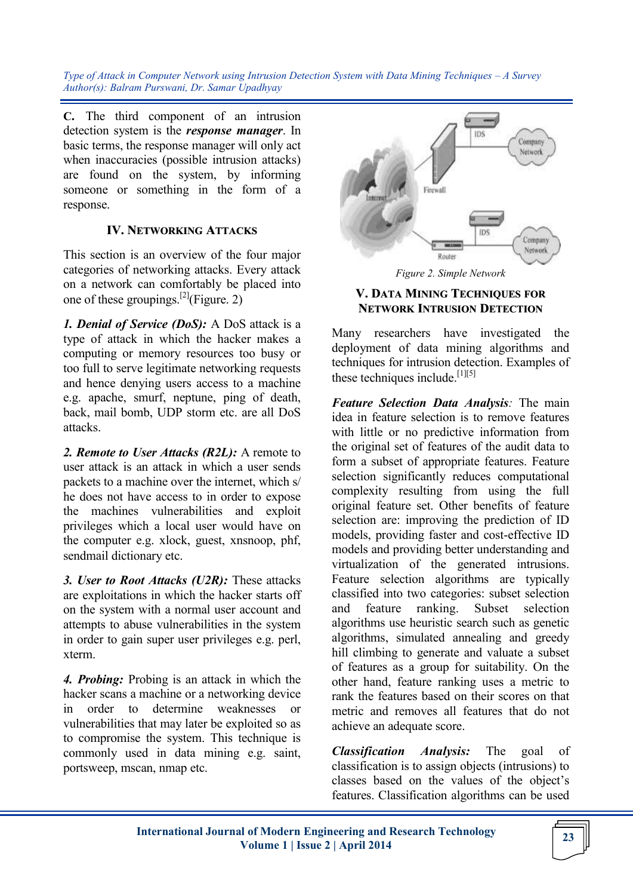**C.** The third component of an intrusion detection system is the ***response manager***. In basic terms, the response manager will only act when inaccuracies (possible intrusion attacks) are found on the system, by informing someone or something in the form of a response.

## IV. Networking Attacks

This section is an overview of the four major categories of networking attacks. Every attack on a network can comfortably be placed into one of these groupings.[2](Figure. 2)

***1. Denial of Service (DoS):*** A DoS attack is a type of attack in which the hacker makes a computing or memory resources too busy or too full to serve legitimate networking requests and hence denying users access to a machine e.g. apache, smurf, neptune, ping of death, back, mail bomb, UDP storm etc. are all DoS attacks.

***2. Remote to User Attacks (R2L):*** A remote to user attack is an attack in which a user sends packets to a machine over the internet, which s/he does not have access to in order to expose the machines vulnerabilities and exploit privileges which a local user would have on the computer e.g. xlock, guest, xnsnoop, phf, sendmail dictionary etc.

***3. User to Root Attacks (U2R):*** These attacks are exploitations in which the hacker starts off on the system with a normal user account and attempts to abuse vulnerabilities in the system in order to gain super user privileges e.g. perl, xterm.

***4. Probing:*** Probing is an attack in which the hacker scans a machine or a networking device in order to determine weaknesses or vulnerabilities that may later be exploited so as to compromise the system. This technique is commonly used in data mining e.g. saint, portsweep, mscan, nmap etc.

*Figure 2. Simple Network*

## V. Data Mining Techniques for Network Intrusion Detection

Many researchers have investigated the deployment of data mining algorithms and techniques for intrusion detection. Examples of these techniques include.[1][5]

***Feature Selection Data Analysis****:* The main idea in feature selection is to remove features with little or no predictive information from the original set of features of the audit data to form a subset of appropriate features. Feature selection significantly reduces computational complexity resulting from using the full original feature set. Other benefits of feature selection are: improving the prediction of ID models, providing faster and cost-effective ID models and providing better understanding and virtualization of the generated intrusions. Feature selection algorithms are typically classified into two categories: subset selection and feature ranking. Subset selection algorithms use heuristic search such as genetic algorithms, simulated annealing and greedy hill climbing to generate and valuate a subset of features as a group for suitability. On the other hand, feature ranking uses a metric to rank the features based on their scores on that metric and removes all features that do not achieve an adequate score.

***Classification Analysis:*** The goal of classification is to assign objects (intrusions) to classes based on the values of the object's features. Classification algorithms can be used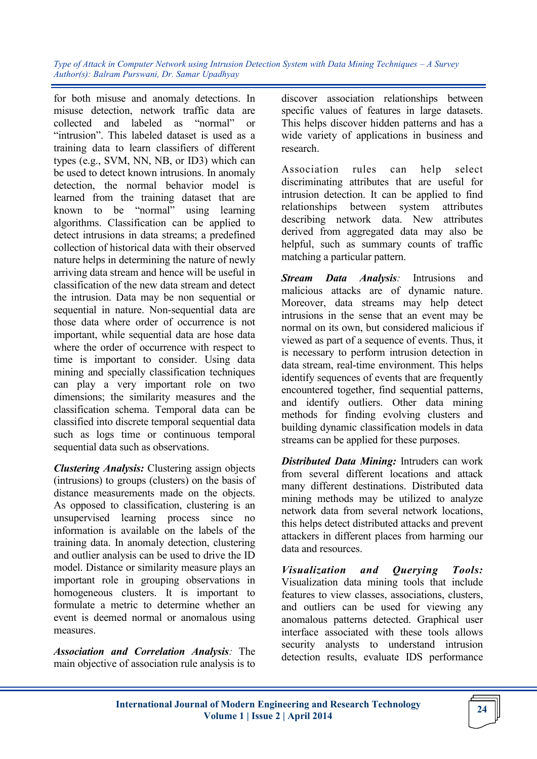for both misuse and anomaly detections. In misuse detection, network traffic data are collected and labeled as "normal" or "intrusion". This labeled dataset is used as a training data to learn classifiers of different types (e.g., SVM, NN, NB, or ID3) which can be used to detect known intrusions. In anomaly detection, the normal behavior model is learned from the training dataset that are known to be "normal" using learning algorithms. Classification can be applied to detect intrusions in data streams; a predefined collection of historical data with their observed nature helps in determining the nature of newly arriving data stream and hence will be useful in classification of the new data stream and detect the intrusion. Data may be non sequential or sequential in nature. Non-sequential data are those data where order of occurrence is not important, while sequential data are hose data where the order of occurrence with respect to time is important to consider. Using data mining and specially classification techniques can play a very important role on two dimensions; the similarity measures and the classification schema. Temporal data can be classified into discrete temporal sequential data such as logs time or continuous temporal sequential data such as observations.

***Clustering Analysis:*** Clustering assign objects (intrusions) to groups (clusters) on the basis of distance measurements made on the objects. As opposed to classification, clustering is an unsupervised learning process since no information is available on the labels of the training data. In anomaly detection, clustering and outlier analysis can be used to drive the ID model. Distance or similarity measure plays an important role in grouping observations in homogeneous clusters. It is important to formulate a metric to determine whether an event is deemed normal or anomalous using measures.

***Association and Correlation Analysis****:* The main objective of association rule analysis is to discover association relationships between specific values of features in large datasets. This helps discover hidden patterns and has a wide variety of applications in business and research.

Association rules can help select discriminating attributes that are useful for intrusion detection. It can be applied to find relationships between system attributes describing network data. New attributes derived from aggregated data may also be helpful, such as summary counts of traffic matching a particular pattern.

***Stream Data Analysis****:* Intrusions and malicious attacks are of dynamic nature. Moreover, data streams may help detect intrusions in the sense that an event may be normal on its own, but considered malicious if viewed as part of a sequence of events. Thus, it is necessary to perform intrusion detection in data stream, real-time environment. This helps identify sequences of events that are frequently encountered together, find sequential patterns, and identify outliers. Other data mining methods for finding evolving clusters and building dynamic classification models in data streams can be applied for these purposes.

***Distributed Data Mining:*** Intruders can work from several different locations and attack many different destinations. Distributed data mining methods may be utilized to analyze network data from several network locations, this helps detect distributed attacks and prevent attackers in different places from harming our data and resources.

***Visualization and Querying Tools:*** Visualization data mining tools that include features to view classes, associations, clusters, and outliers can be used for viewing any anomalous patterns detected. Graphical user interface associated with these tools allows security analysts to understand intrusion detection results, evaluate IDS performance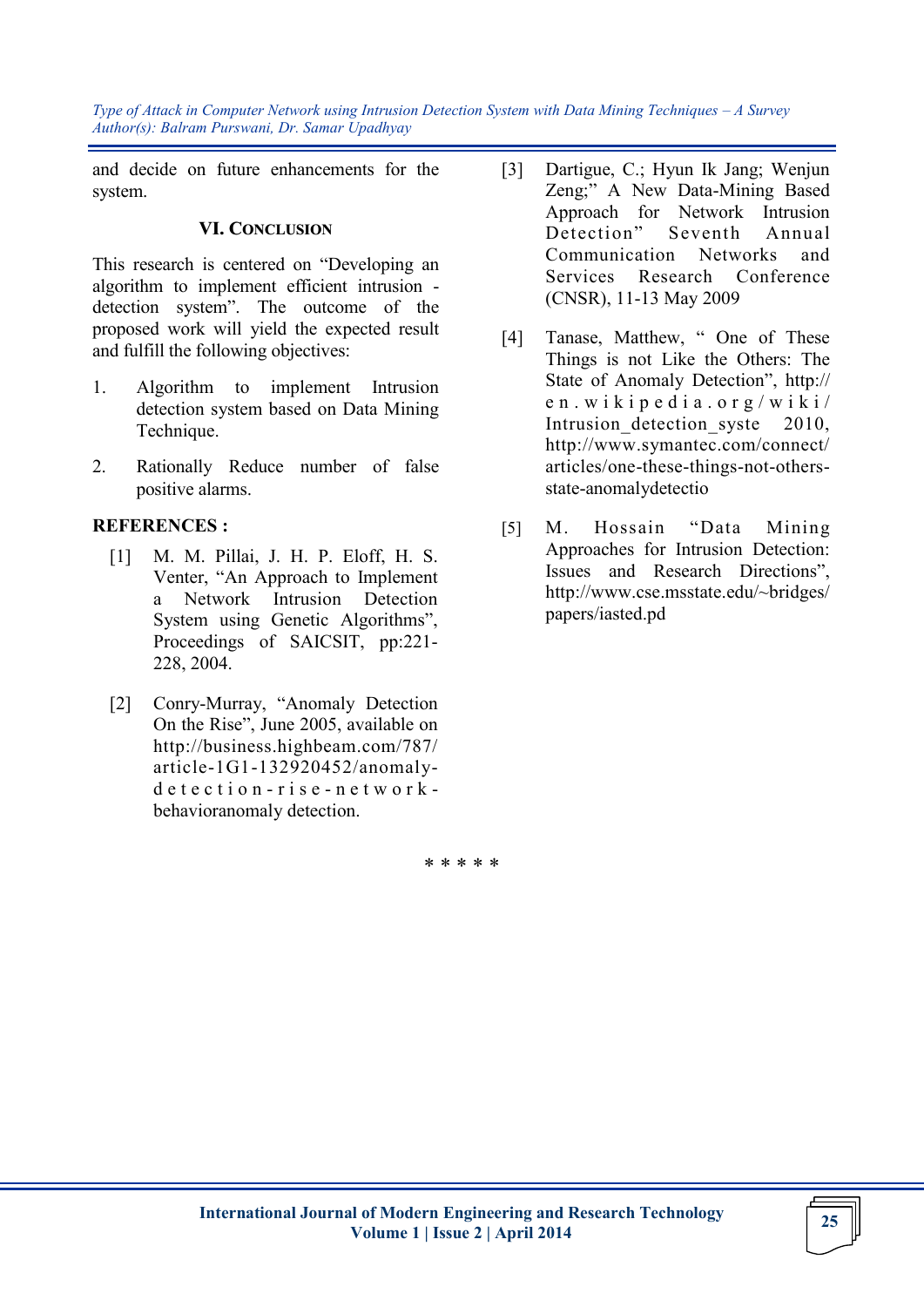and decide on future enhancements for the system.

## VI. Conclusion

This research is centered on "Developing an algorithm to implement efficient intrusion - detection system". The outcome of the proposed work will yield the expected result and fulfill the following objectives:

1. Algorithm to implement Intrusion detection system based on Data Mining Technique.
2. Rationally Reduce number of false positive alarms.

## REFERENCES :

[1] M. M. Pillai, J. H. P. Eloff, H. S. Venter, "An Approach to Implement a Network Intrusion Detection System using Genetic Algorithms", Proceedings of SAICSIT, pp:221-228, 2004.

[2] Conry-Murray, "Anomaly Detection On the Rise", June 2005, available on http://business.highbeam.com/787/article-1G1-132920452/anomaly-detection-rise-network-behavioranomaly detection.

[3] Dartigue, C.; Hyun Ik Jang; Wenjun Zeng;" A New Data-Mining Based Approach for Network Intrusion Detection" Seventh Annual Communication Networks and Services Research Conference (CNSR), 11-13 May 2009

[4] Tanase, Matthew, " One of These Things is not Like the Others: The State of Anomaly Detection", http://en.wikipedia.org/wiki/Intrusion_detection_syste 2010, http://www.symantec.com/connect/articles/one-these-things-not-others-state-anomalydetectio

[5] M. Hossain "Data Mining Approaches for Intrusion Detection: Issues and Research Directions", http://www.cse.msstate.edu/~bridges/papers/iasted.pd

\* \* \* \* \*